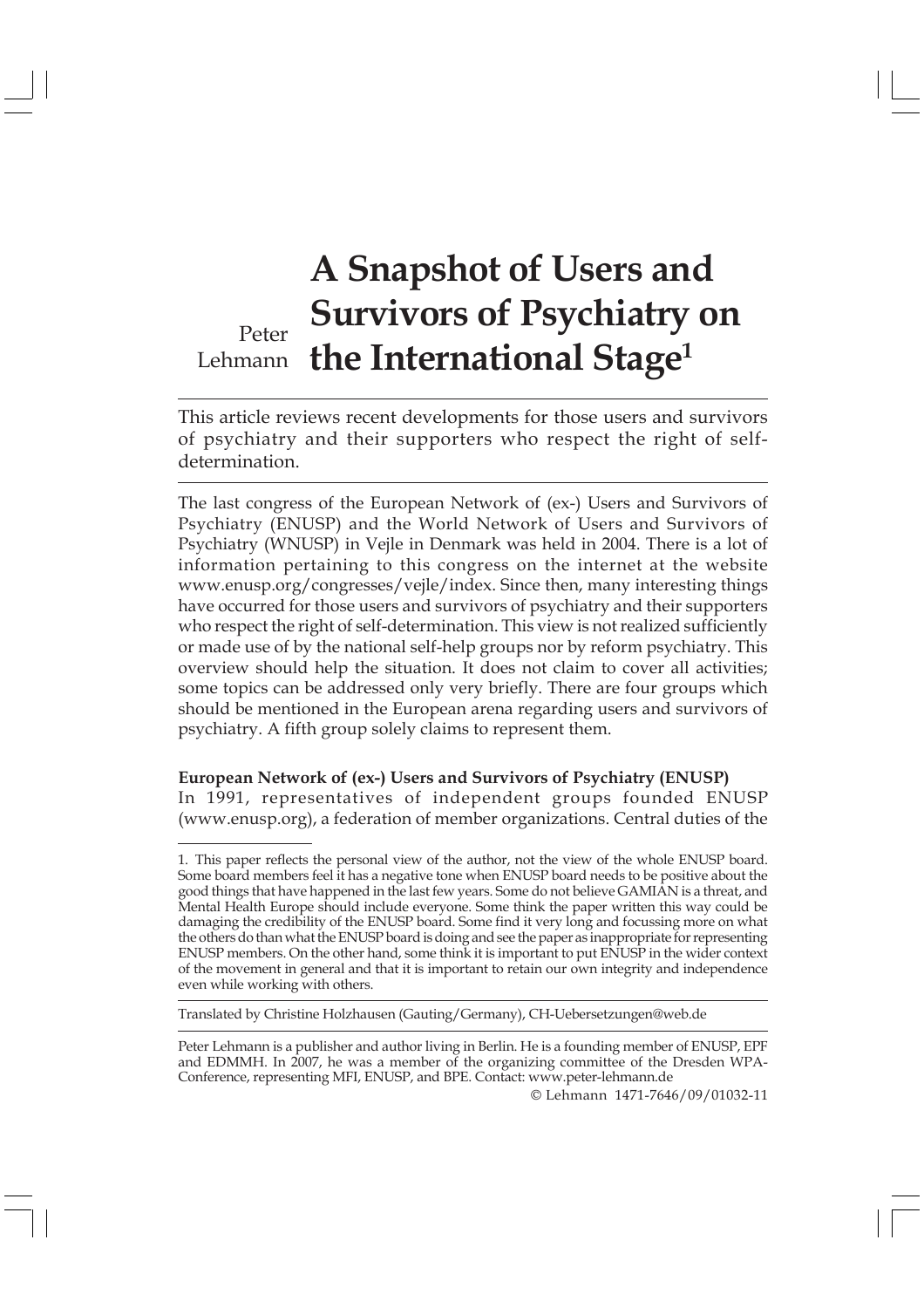Peter Lehmann

# A Snapshot of Users and Survivors of Psychiatry on the International Stage[1]

This article reviews recent developments for those users and survivors of psychiatry and their supporters who respect the right of self-determination.

---

The last congress of the European Network of (ex-) Users and Survivors of Psychiatry (ENUSP) and the World Network of Users and Survivors of Psychiatry (WNUSP) in Vejle in Denmark was held in 2004. There is a lot of information pertaining to this congress on the internet at the website www.enusp.org/congresses/vejle/index. Since then, many interesting things have occurred for those users and survivors of psychiatry and their supporters who respect the right of self-determination. This view is not realized sufficiently or made use of by the national self-help groups nor by reform psychiatry. This overview should help the situation. It does not claim to cover all activities; some topics can be addressed only very briefly. There are four groups which should be mentioned in the European arena regarding users and survivors of psychiatry. A fifth group solely claims to represent them.

**European Network of (ex-) Users and Survivors of Psychiatry (ENUSP)**

In 1991, representatives of independent groups founded ENUSP (www.enusp.org), a federation of member organizations. Central duties of the

---

1. This paper reflects the personal view of the author, not the view of the whole ENUSP board. Some board members feel it has a negative tone when ENUSP board needs to be positive about the good things that have happened in the last few years. Some do not believe GAMIAN is a threat, and Mental Health Europe should include everyone. Some think the paper written this way could be damaging the credibility of the ENUSP board. Some find it very long and focussing more on what the others do than what the ENUSP board is doing and see the paper as inappropriate for representing ENUSP members. On the other hand, some think it is important to put ENUSP in the wider context of the movement in general and that it is important to retain our own integrity and independence even while working with others.

Translated by Christine Holzhausen (Gauting/Germany), CH-Uebersetzungen@web.de

Peter Lehmann is a publisher and author living in Berlin. He is a founding member of ENUSP, EPF and EDMMH. In 2007, he was a member of the organizing committee of the Dresden WPA-Conference, representing MFI, ENUSP, and BPE. Contact: www.peter-lehmann.de

© Lehmann 1471-7646/09/01032-11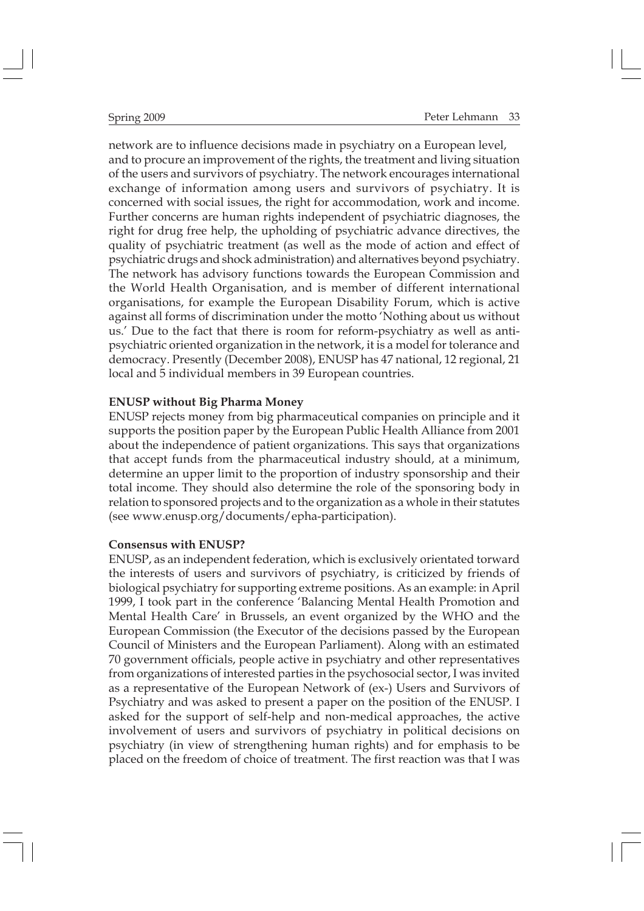network are to influence decisions made in psychiatry on a European level, and to procure an improvement of the rights, the treatment and living situation of the users and survivors of psychiatry. The network encourages international exchange of information among users and survivors of psychiatry. It is concerned with social issues, the right for accommodation, work and income. Further concerns are human rights independent of psychiatric diagnoses, the right for drug free help, the upholding of psychiatric advance directives, the quality of psychiatric treatment (as well as the mode of action and effect of psychiatric drugs and shock administration) and alternatives beyond psychiatry. The network has advisory functions towards the European Commission and the World Health Organisation, and is member of different international organisations, for example the European Disability Forum, which is active against all forms of discrimination under the motto 'Nothing about us without us.' Due to the fact that there is room for reform-psychiatry as well as anti-psychiatric oriented organization in the network, it is a model for tolerance and democracy. Presently (December 2008), ENUSP has 47 national, 12 regional, 21 local and 5 individual members in 39 European countries.

**ENUSP without Big Pharma Money**

ENUSP rejects money from big pharmaceutical companies on principle and it supports the position paper by the European Public Health Alliance from 2001 about the independence of patient organizations. This says that organizations that accept funds from the pharmaceutical industry should, at a minimum, determine an upper limit to the proportion of industry sponsorship and their total income. They should also determine the role of the sponsoring body in relation to sponsored projects and to the organization as a whole in their statutes (see www.enusp.org/documents/epha-participation).

**Consensus with ENUSP?**

ENUSP, as an independent federation, which is exclusively orientated torward the interests of users and survivors of psychiatry, is criticized by friends of biological psychiatry for supporting extreme positions. As an example: in April 1999, I took part in the conference 'Balancing Mental Health Promotion and Mental Health Care' in Brussels, an event organized by the WHO and the European Commission (the Executor of the decisions passed by the European Council of Ministers and the European Parliament). Along with an estimated 70 government officials, people active in psychiatry and other representatives from organizations of interested parties in the psychosocial sector, I was invited as a representative of the European Network of (ex-) Users and Survivors of Psychiatry and was asked to present a paper on the position of the ENUSP. I asked for the support of self-help and non-medical approaches, the active involvement of users and survivors of psychiatry in political decisions on psychiatry (in view of strengthening human rights) and for emphasis to be placed on the freedom of choice of treatment. The first reaction was that I was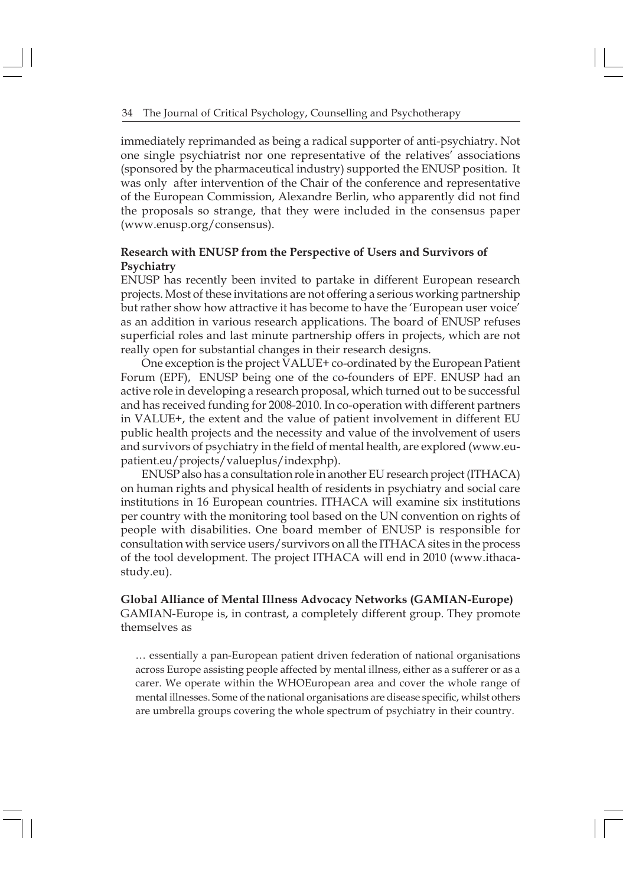immediately reprimanded as being a radical supporter of anti-psychiatry. Not one single psychiatrist nor one representative of the relatives' associations (sponsored by the pharmaceutical industry) supported the ENUSP position. It was only after intervention of the Chair of the conference and representative of the European Commission, Alexandre Berlin, who apparently did not find the proposals so strange, that they were included in the consensus paper (www.enusp.org/consensus).

**Research with ENUSP from the Perspective of Users and Survivors of Psychiatry**

ENUSP has recently been invited to partake in different European research projects. Most of these invitations are not offering a serious working partnership but rather show how attractive it has become to have the 'European user voice' as an addition in various research applications. The board of ENUSP refuses superficial roles and last minute partnership offers in projects, which are not really open for substantial changes in their research designs.

One exception is the project VALUE+ co-ordinated by the European Patient Forum (EPF), ENUSP being one of the co-founders of EPF. ENUSP had an active role in developing a research proposal, which turned out to be successful and has received funding for 2008-2010. In co-operation with different partners in VALUE+, the extent and the value of patient involvement in different EU public health projects and the necessity and value of the involvement of users and survivors of psychiatry in the field of mental health, are explored (www.eu-patient.eu/projects/valueplus/indexphp).

ENUSP also has a consultation role in another EU research project (ITHACA) on human rights and physical health of residents in psychiatry and social care institutions in 16 European countries. ITHACA will examine six institutions per country with the monitoring tool based on the UN convention on rights of people with disabilities. One board member of ENUSP is responsible for consultation with service users/survivors on all the ITHACA sites in the process of the tool development. The project ITHACA will end in 2010 (www.ithaca-study.eu).

**Global Alliance of Mental Illness Advocacy Networks (GAMIAN-Europe)**

GAMIAN-Europe is, in contrast, a completely different group. They promote themselves as

> … essentially a pan-European patient driven federation of national organisations across Europe assisting people affected by mental illness, either as a sufferer or as a carer. We operate within the WHOEuropean area and cover the whole range of mental illnesses. Some of the national organisations are disease specific, whilst others are umbrella groups covering the whole spectrum of psychiatry in their country.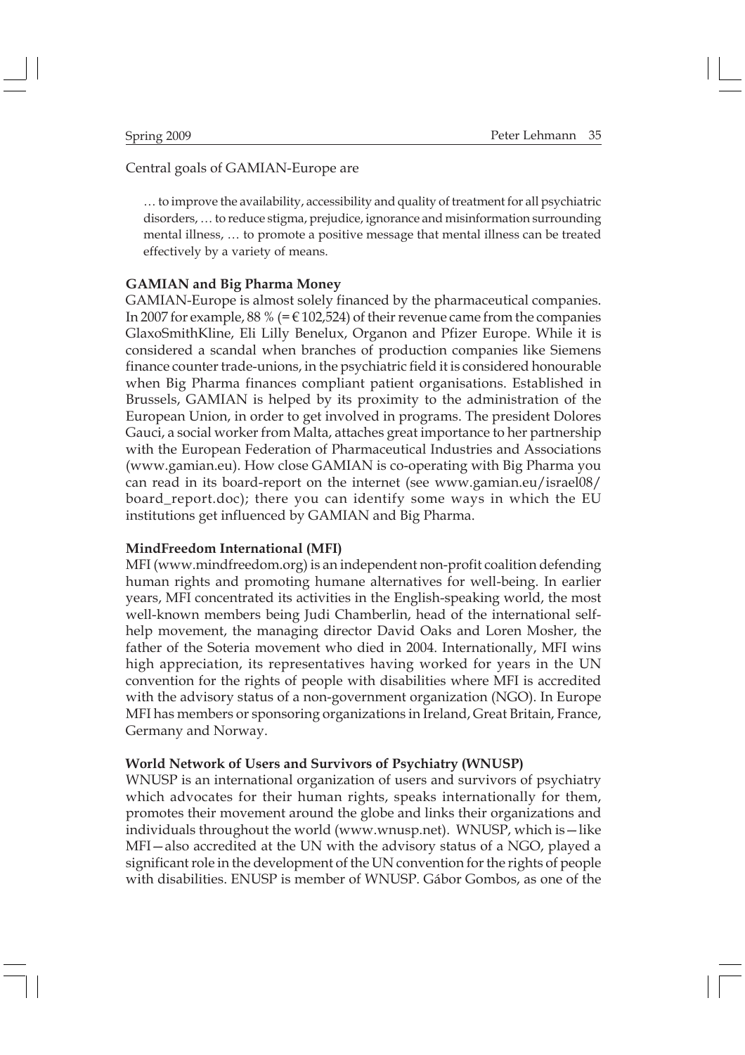Central goals of GAMIAN-Europe are

> … to improve the availability, accessibility and quality of treatment for all psychiatric disorders, … to reduce stigma, prejudice, ignorance and misinformation surrounding mental illness, … to promote a positive message that mental illness can be treated effectively by a variety of means.

**GAMIAN and Big Pharma Money**

GAMIAN-Europe is almost solely financed by the pharmaceutical companies. In 2007 for example, 88 % (= € 102,524) of their revenue came from the companies GlaxoSmithKline, Eli Lilly Benelux, Organon and Pfizer Europe. While it is considered a scandal when branches of production companies like Siemens finance counter trade-unions, in the psychiatric field it is considered honourable when Big Pharma finances compliant patient organisations. Established in Brussels, GAMIAN is helped by its proximity to the administration of the European Union, in order to get involved in programs. The president Dolores Gauci, a social worker from Malta, attaches great importance to her partnership with the European Federation of Pharmaceutical Industries and Associations (www.gamian.eu). How close GAMIAN is co-operating with Big Pharma you can read in its board-report on the internet (see www.gamian.eu/israel08/board_report.doc); there you can identify some ways in which the EU institutions get influenced by GAMIAN and Big Pharma.

**MindFreedom International (MFI)**

MFI (www.mindfreedom.org) is an independent non-profit coalition defending human rights and promoting humane alternatives for well-being. In earlier years, MFI concentrated its activities in the English-speaking world, the most well-known members being Judi Chamberlin, head of the international self-help movement, the managing director David Oaks and Loren Mosher, the father of the Soteria movement who died in 2004. Internationally, MFI wins high appreciation, its representatives having worked for years in the UN convention for the rights of people with disabilities where MFI is accredited with the advisory status of a non-government organization (NGO). In Europe MFI has members or sponsoring organizations in Ireland, Great Britain, France, Germany and Norway.

**World Network of Users and Survivors of Psychiatry (WNUSP)**

WNUSP is an international organization of users and survivors of psychiatry which advocates for their human rights, speaks internationally for them, promotes their movement around the globe and links their organizations and individuals throughout the world (www.wnusp.net). WNUSP, which is—like MFI—also accredited at the UN with the advisory status of a NGO, played a significant role in the development of the UN convention for the rights of people with disabilities. ENUSP is member of WNUSP. Gábor Gombos, as one of the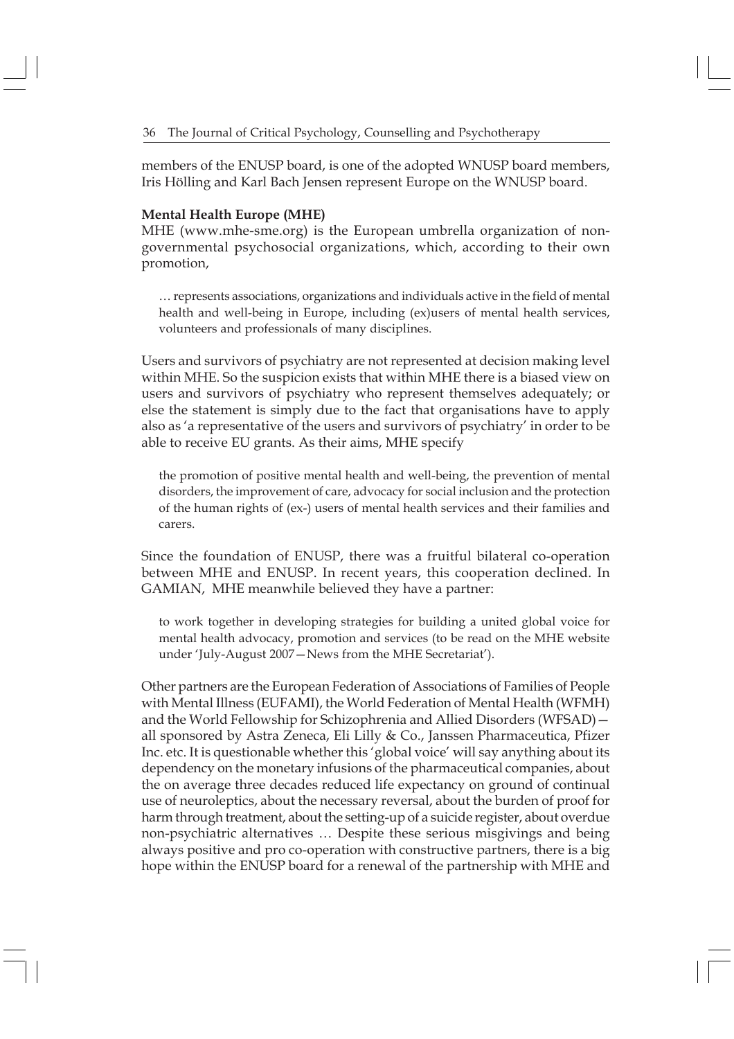members of the ENUSP board, is one of the adopted WNUSP board members, Iris Hölling and Karl Bach Jensen represent Europe on the WNUSP board.

**Mental Health Europe (MHE)**

MHE (www.mhe-sme.org) is the European umbrella organization of non-governmental psychosocial organizations, which, according to their own promotion,

> … represents associations, organizations and individuals active in the field of mental health and well-being in Europe, including (ex)users of mental health services, volunteers and professionals of many disciplines.

Users and survivors of psychiatry are not represented at decision making level within MHE. So the suspicion exists that within MHE there is a biased view on users and survivors of psychiatry who represent themselves adequately; or else the statement is simply due to the fact that organisations have to apply also as 'a representative of the users and survivors of psychiatry' in order to be able to receive EU grants. As their aims, MHE specify

> the promotion of positive mental health and well-being, the prevention of mental disorders, the improvement of care, advocacy for social inclusion and the protection of the human rights of (ex-) users of mental health services and their families and carers.

Since the foundation of ENUSP, there was a fruitful bilateral co-operation between MHE and ENUSP. In recent years, this cooperation declined. In GAMIAN, MHE meanwhile believed they have a partner:

> to work together in developing strategies for building a united global voice for mental health advocacy, promotion and services (to be read on the MHE website under 'July-August 2007—News from the MHE Secretariat').

Other partners are the European Federation of Associations of Families of People with Mental Illness (EUFAMI), the World Federation of Mental Health (WFMH) and the World Fellowship for Schizophrenia and Allied Disorders (WFSAD)—all sponsored by Astra Zeneca, Eli Lilly & Co., Janssen Pharmaceutica, Pfizer Inc. etc. It is questionable whether this 'global voice' will say anything about its dependency on the monetary infusions of the pharmaceutical companies, about the on average three decades reduced life expectancy on ground of continual use of neuroleptics, about the necessary reversal, about the burden of proof for harm through treatment, about the setting-up of a suicide register, about overdue non-psychiatric alternatives … Despite these serious misgivings and being always positive and pro co-operation with constructive partners, there is a big hope within the ENUSP board for a renewal of the partnership with MHE and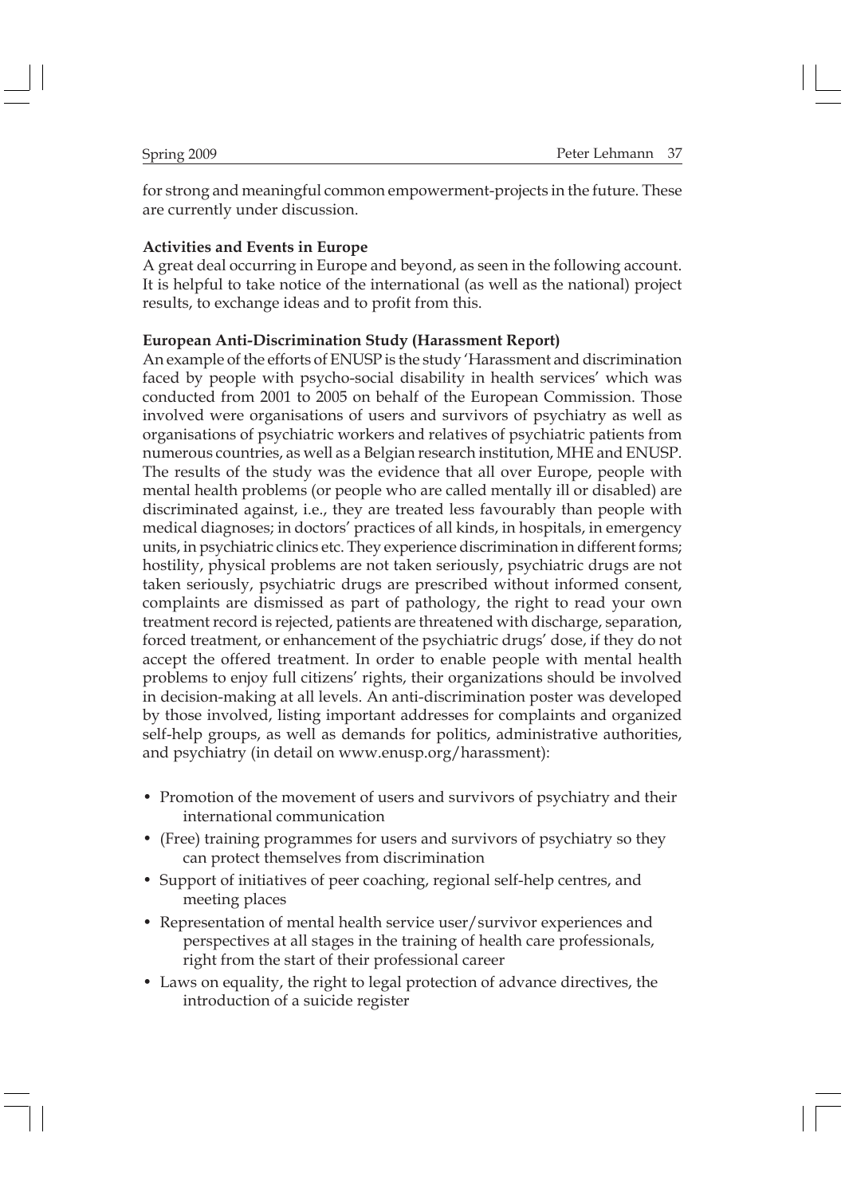for strong and meaningful common empowerment-projects in the future. These are currently under discussion.

**Activities and Events in Europe**

A great deal occurring in Europe and beyond, as seen in the following account. It is helpful to take notice of the international (as well as the national) project results, to exchange ideas and to profit from this.

**European Anti-Discrimination Study (Harassment Report)**

An example of the efforts of ENUSP is the study 'Harassment and discrimination faced by people with psycho-social disability in health services' which was conducted from 2001 to 2005 on behalf of the European Commission. Those involved were organisations of users and survivors of psychiatry as well as organisations of psychiatric workers and relatives of psychiatric patients from numerous countries, as well as a Belgian research institution, MHE and ENUSP. The results of the study was the evidence that all over Europe, people with mental health problems (or people who are called mentally ill or disabled) are discriminated against, i.e., they are treated less favourably than people with medical diagnoses; in doctors' practices of all kinds, in hospitals, in emergency units, in psychiatric clinics etc. They experience discrimination in different forms; hostility, physical problems are not taken seriously, psychiatric drugs are not taken seriously, psychiatric drugs are prescribed without informed consent, complaints are dismissed as part of pathology, the right to read your own treatment record is rejected, patients are threatened with discharge, separation, forced treatment, or enhancement of the psychiatric drugs' dose, if they do not accept the offered treatment. In order to enable people with mental health problems to enjoy full citizens' rights, their organizations should be involved in decision-making at all levels. An anti-discrimination poster was developed by those involved, listing important addresses for complaints and organized self-help groups, as well as demands for politics, administrative authorities, and psychiatry (in detail on www.enusp.org/harassment):

- Promotion of the movement of users and survivors of psychiatry and their international communication
- (Free) training programmes for users and survivors of psychiatry so they can protect themselves from discrimination
- Support of initiatives of peer coaching, regional self-help centres, and meeting places
- Representation of mental health service user/survivor experiences and perspectives at all stages in the training of health care professionals, right from the start of their professional career
- Laws on equality, the right to legal protection of advance directives, the introduction of a suicide register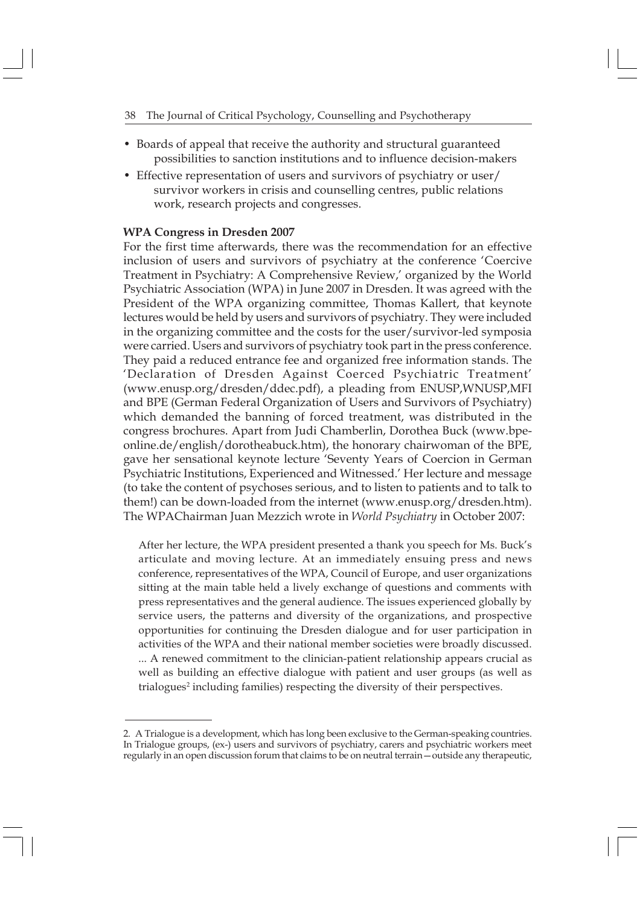- Boards of appeal that receive the authority and structural guaranteed possibilities to sanction institutions and to influence decision-makers
- Effective representation of users and survivors of psychiatry or user/survivor workers in crisis and counselling centres, public relations work, research projects and congresses.

**WPA Congress in Dresden 2007**

For the first time afterwards, there was the recommendation for an effective inclusion of users and survivors of psychiatry at the conference 'Coercive Treatment in Psychiatry: A Comprehensive Review,' organized by the World Psychiatric Association (WPA) in June 2007 in Dresden. It was agreed with the President of the WPA organizing committee, Thomas Kallert, that keynote lectures would be held by users and survivors of psychiatry. They were included in the organizing committee and the costs for the user/survivor-led symposia were carried. Users and survivors of psychiatry took part in the press conference. They paid a reduced entrance fee and organized free information stands. The 'Declaration of Dresden Against Coerced Psychiatric Treatment' (www.enusp.org/dresden/ddec.pdf), a pleading from ENUSP,WNUSP,MFI and BPE (German Federal Organization of Users and Survivors of Psychiatry) which demanded the banning of forced treatment, was distributed in the congress brochures. Apart from Judi Chamberlin, Dorothea Buck (www.bpe-online.de/english/dorotheabuck.htm), the honorary chairwoman of the BPE, gave her sensational keynote lecture 'Seventy Years of Coercion in German Psychiatric Institutions, Experienced and Witnessed.' Her lecture and message (to take the content of psychoses serious, and to listen to patients and to talk to them!) can be down-loaded from the internet (www.enusp.org/dresden.htm). The WPAChairman Juan Mezzich wrote in *World Psychiatry* in October 2007:

> After her lecture, the WPA president presented a thank you speech for Ms. Buck's articulate and moving lecture. At an immediately ensuing press and news conference, representatives of the WPA, Council of Europe, and user organizations sitting at the main table held a lively exchange of questions and comments with press representatives and the general audience. The issues experienced globally by service users, the patterns and diversity of the organizations, and prospective opportunities for continuing the Dresden dialogue and for user participation in activities of the WPA and their national member societies were broadly discussed. ... A renewed commitment to the clinician-patient relationship appears crucial as well as building an effective dialogue with patient and user groups (as well as trialogues[2] including families) respecting the diversity of their perspectives.

---

2. A Trialogue is a development, which has long been exclusive to the German-speaking countries. In Trialogue groups, (ex-) users and survivors of psychiatry, carers and psychiatric workers meet regularly in an open discussion forum that claims to be on neutral terrain—outside any therapeutic,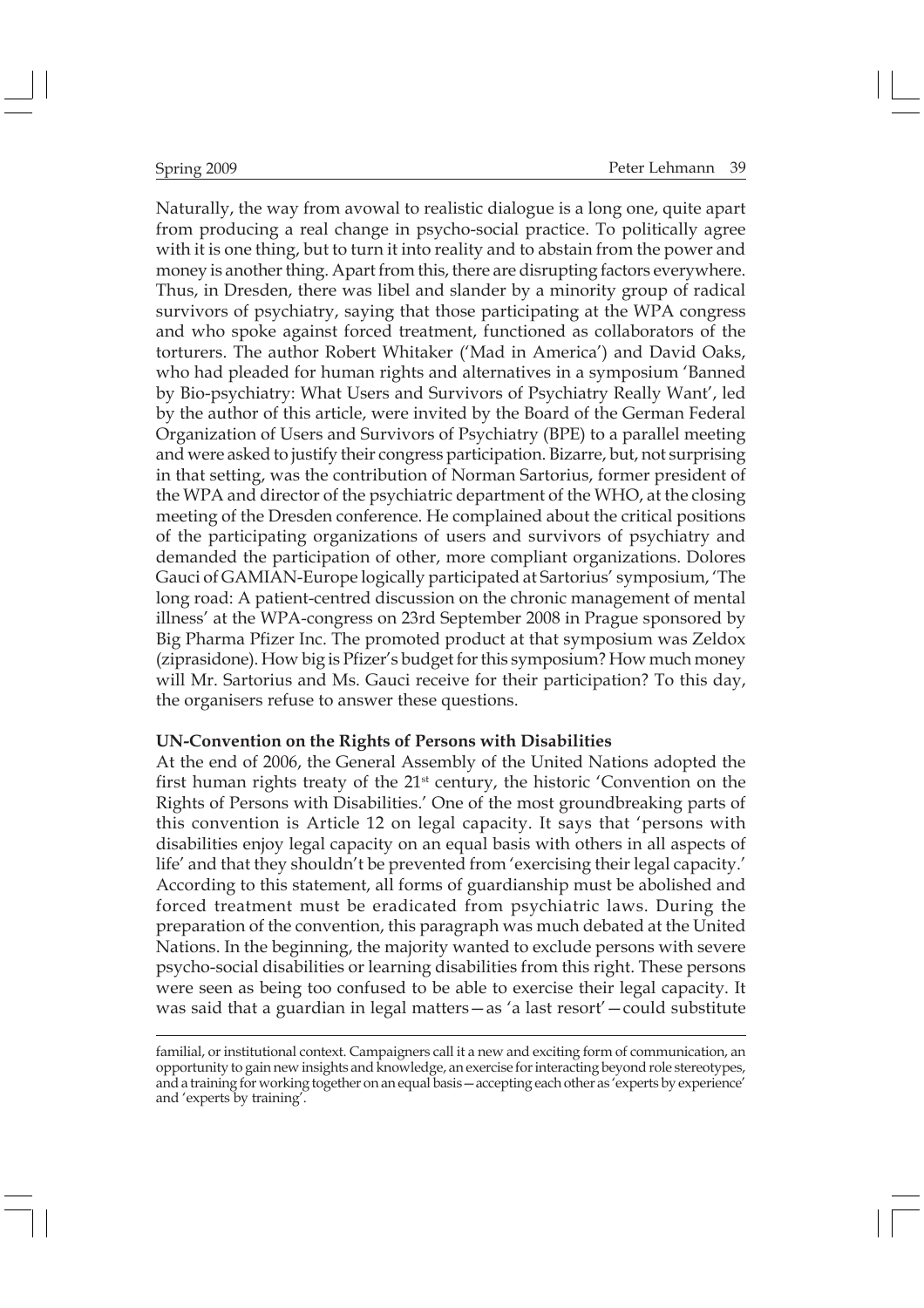Naturally, the way from avowal to realistic dialogue is a long one, quite apart from producing a real change in psycho-social practice. To politically agree with it is one thing, but to turn it into reality and to abstain from the power and money is another thing. Apart from this, there are disrupting factors everywhere. Thus, in Dresden, there was libel and slander by a minority group of radical survivors of psychiatry, saying that those participating at the WPA congress and who spoke against forced treatment, functioned as collaborators of the torturers. The author Robert Whitaker ('Mad in America') and David Oaks, who had pleaded for human rights and alternatives in a symposium 'Banned by Bio-psychiatry: What Users and Survivors of Psychiatry Really Want', led by the author of this article, were invited by the Board of the German Federal Organization of Users and Survivors of Psychiatry (BPE) to a parallel meeting and were asked to justify their congress participation. Bizarre, but, not surprising in that setting, was the contribution of Norman Sartorius, former president of the WPA and director of the psychiatric department of the WHO, at the closing meeting of the Dresden conference. He complained about the critical positions of the participating organizations of users and survivors of psychiatry and demanded the participation of other, more compliant organizations. Dolores Gauci of GAMIAN-Europe logically participated at Sartorius' symposium, 'The long road: A patient-centred discussion on the chronic management of mental illness' at the WPA-congress on 23rd September 2008 in Prague sponsored by Big Pharma Pfizer Inc. The promoted product at that symposium was Zeldox (ziprasidone). How big is Pfizer's budget for this symposium? How much money will Mr. Sartorius and Ms. Gauci receive for their participation? To this day, the organisers refuse to answer these questions.

**UN-Convention on the Rights of Persons with Disabilities**

At the end of 2006, the General Assembly of the United Nations adopted the first human rights treaty of the 21st century, the historic 'Convention on the Rights of Persons with Disabilities.' One of the most groundbreaking parts of this convention is Article 12 on legal capacity. It says that 'persons with disabilities enjoy legal capacity on an equal basis with others in all aspects of life' and that they shouldn't be prevented from 'exercising their legal capacity.' According to this statement, all forms of guardianship must be abolished and forced treatment must be eradicated from psychiatric laws. During the preparation of the convention, this paragraph was much debated at the United Nations. In the beginning, the majority wanted to exclude persons with severe psycho-social disabilities or learning disabilities from this right. These persons were seen as being too confused to be able to exercise their legal capacity. It was said that a guardian in legal matters—as 'a last resort'—could substitute

familial, or institutional context. Campaigners call it a new and exciting form of communication, an opportunity to gain new insights and knowledge, an exercise for interacting beyond role stereotypes, and a training for working together on an equal basis—accepting each other as 'experts by experience' and 'experts by training'.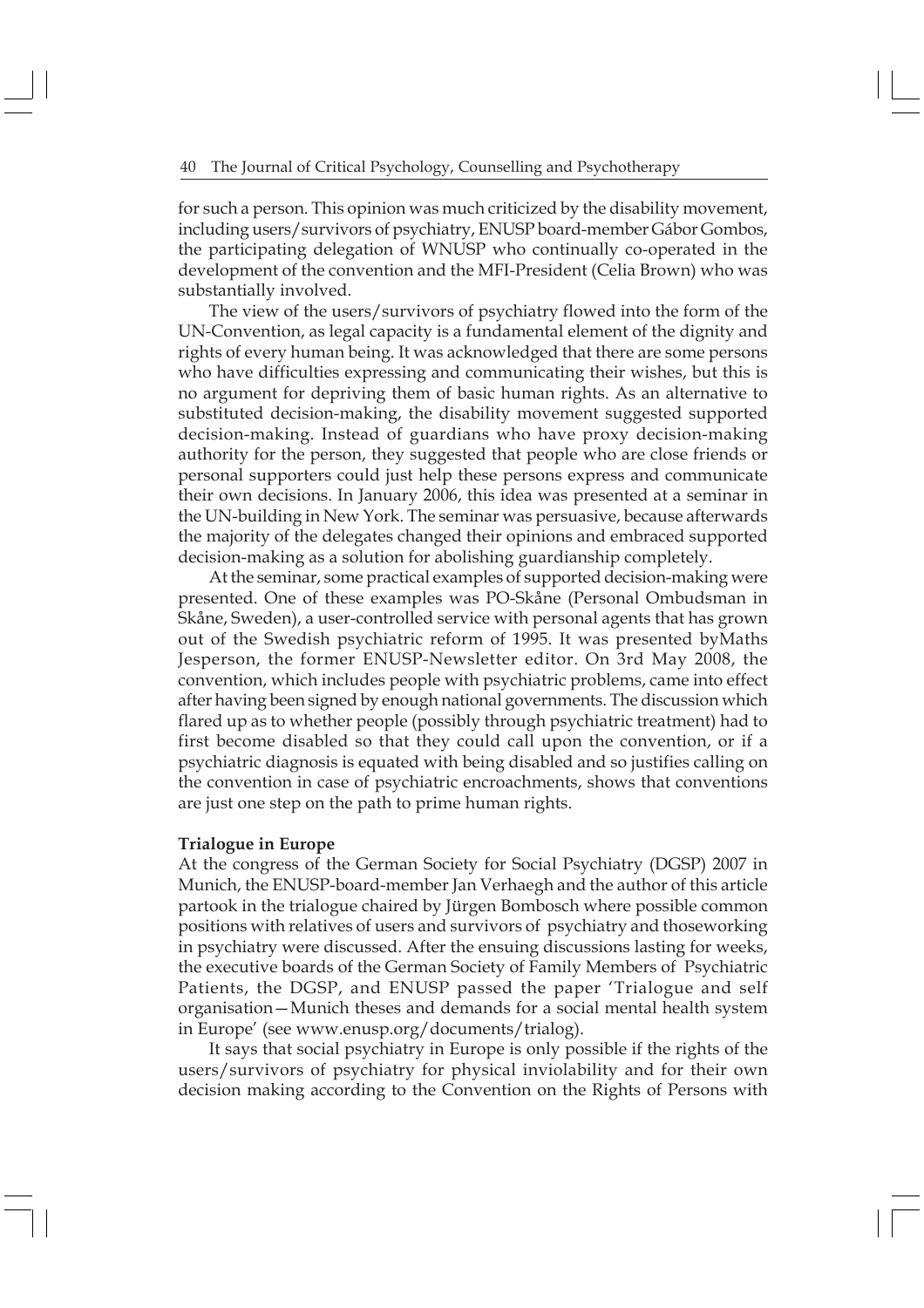for such a person. This opinion was much criticized by the disability movement, including users/survivors of psychiatry, ENUSP board-member Gábor Gombos, the participating delegation of WNUSP who continually co-operated in the development of the convention and the MFI-President (Celia Brown) who was substantially involved.

The view of the users/survivors of psychiatry flowed into the form of the UN-Convention, as legal capacity is a fundamental element of the dignity and rights of every human being. It was acknowledged that there are some persons who have difficulties expressing and communicating their wishes, but this is no argument for depriving them of basic human rights. As an alternative to substituted decision-making, the disability movement suggested supported decision-making. Instead of guardians who have proxy decision-making authority for the person, they suggested that people who are close friends or personal supporters could just help these persons express and communicate their own decisions. In January 2006, this idea was presented at a seminar in the UN-building in New York. The seminar was persuasive, because afterwards the majority of the delegates changed their opinions and embraced supported decision-making as a solution for abolishing guardianship completely.

At the seminar, some practical examples of supported decision-making were presented. One of these examples was PO-Skåne (Personal Ombudsman in Skåne, Sweden), a user-controlled service with personal agents that has grown out of the Swedish psychiatric reform of 1995. It was presented byMaths Jesperson, the former ENUSP-Newsletter editor. On 3rd May 2008, the convention, which includes people with psychiatric problems, came into effect after having been signed by enough national governments. The discussion which flared up as to whether people (possibly through psychiatric treatment) had to first become disabled so that they could call upon the convention, or if a psychiatric diagnosis is equated with being disabled and so justifies calling on the convention in case of psychiatric encroachments, shows that conventions are just one step on the path to prime human rights.

**Trialogue in Europe**

At the congress of the German Society for Social Psychiatry (DGSP) 2007 in Munich, the ENUSP-board-member Jan Verhaegh and the author of this article partook in the trialogue chaired by Jürgen Bombosch where possible common positions with relatives of users and survivors of psychiatry and thoseworking in psychiatry were discussed. After the ensuing discussions lasting for weeks, the executive boards of the German Society of Family Members of Psychiatric Patients, the DGSP, and ENUSP passed the paper 'Trialogue and self organisation—Munich theses and demands for a social mental health system in Europe' (see www.enusp.org/documents/trialog).

It says that social psychiatry in Europe is only possible if the rights of the users/survivors of psychiatry for physical inviolability and for their own decision making according to the Convention on the Rights of Persons with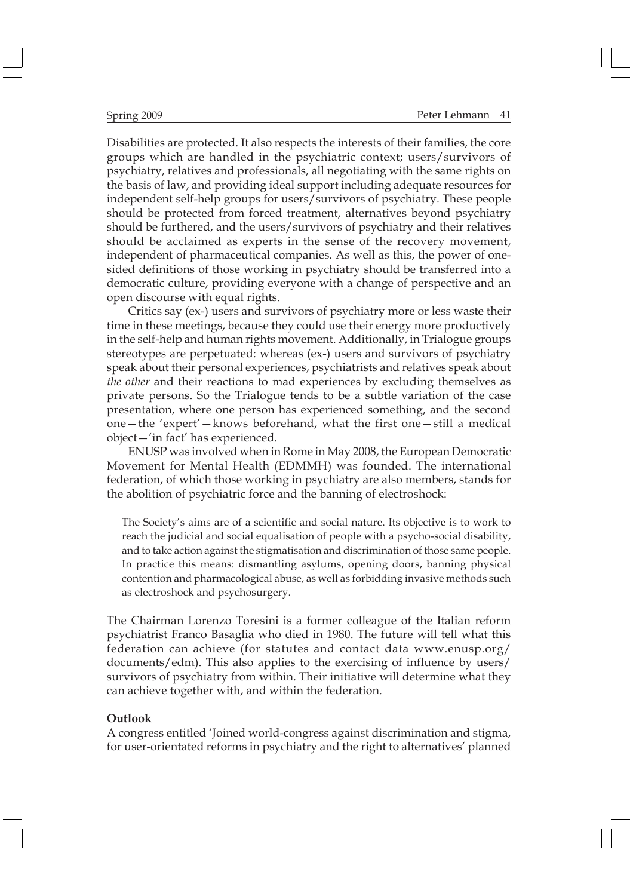Disabilities are protected. It also respects the interests of their families, the core groups which are handled in the psychiatric context; users/survivors of psychiatry, relatives and professionals, all negotiating with the same rights on the basis of law, and providing ideal support including adequate resources for independent self-help groups for users/survivors of psychiatry. These people should be protected from forced treatment, alternatives beyond psychiatry should be furthered, and the users/survivors of psychiatry and their relatives should be acclaimed as experts in the sense of the recovery movement, independent of pharmaceutical companies. As well as this, the power of one-sided definitions of those working in psychiatry should be transferred into a democratic culture, providing everyone with a change of perspective and an open discourse with equal rights.

Critics say (ex-) users and survivors of psychiatry more or less waste their time in these meetings, because they could use their energy more productively in the self-help and human rights movement. Additionally, in Trialogue groups stereotypes are perpetuated: whereas (ex-) users and survivors of psychiatry speak about their personal experiences, psychiatrists and relatives speak about *the other* and their reactions to mad experiences by excluding themselves as private persons. So the Trialogue tends to be a subtle variation of the case presentation, where one person has experienced something, and the second one—the 'expert'—knows beforehand, what the first one—still a medical object—'in fact' has experienced.

ENUSP was involved when in Rome in May 2008, the European Democratic Movement for Mental Health (EDMMH) was founded. The international federation, of which those working in psychiatry are also members, stands for the abolition of psychiatric force and the banning of electroshock:

> The Society's aims are of a scientific and social nature. Its objective is to work to reach the judicial and social equalisation of people with a psycho-social disability, and to take action against the stigmatisation and discrimination of those same people. In practice this means: dismantling asylums, opening doors, banning physical contention and pharmacological abuse, as well as forbidding invasive methods such as electroshock and psychosurgery.

The Chairman Lorenzo Toresini is a former colleague of the Italian reform psychiatrist Franco Basaglia who died in 1980. The future will tell what this federation can achieve (for statutes and contact data www.enusp.org/documents/edm). This also applies to the exercising of influence by users/survivors of psychiatry from within. Their initiative will determine what they can achieve together with, and within the federation.

**Outlook**

A congress entitled 'Joined world-congress against discrimination and stigma, for user-orientated reforms in psychiatry and the right to alternatives' planned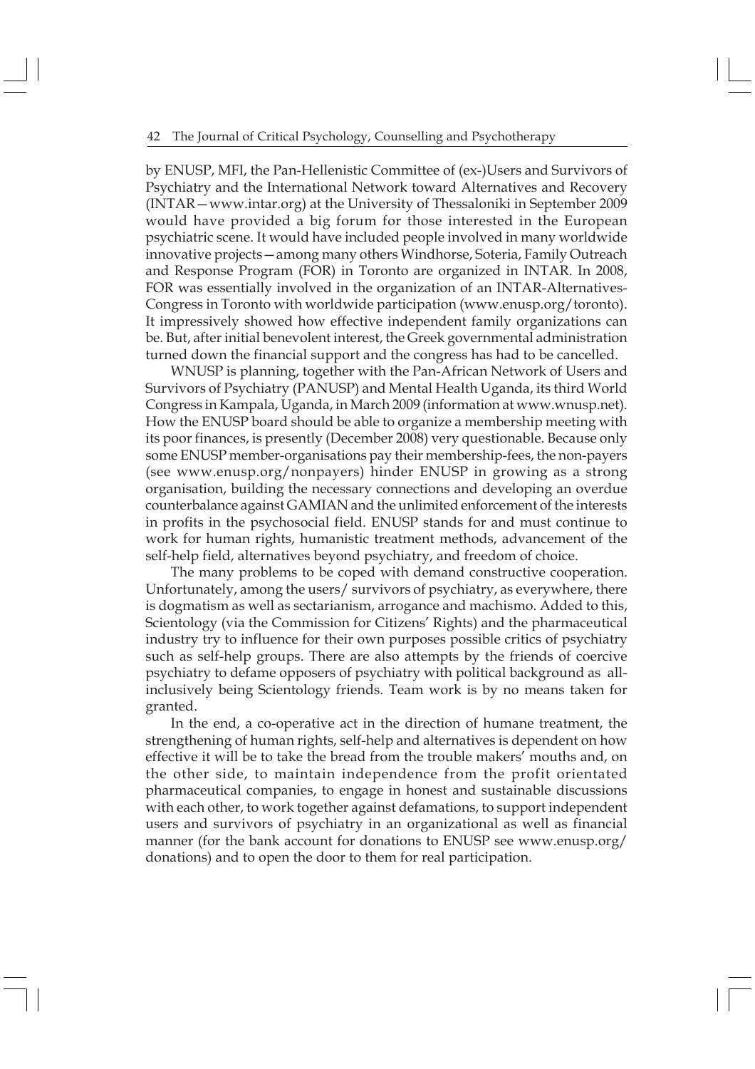by ENUSP, MFI, the Pan-Hellenistic Committee of (ex-)Users and Survivors of Psychiatry and the International Network toward Alternatives and Recovery (INTAR—www.intar.org) at the University of Thessaloniki in September 2009 would have provided a big forum for those interested in the European psychiatric scene. It would have included people involved in many worldwide innovative projects—among many others Windhorse, Soteria, Family Outreach and Response Program (FOR) in Toronto are organized in INTAR. In 2008, FOR was essentially involved in the organization of an INTAR-Alternatives-Congress in Toronto with worldwide participation (www.enusp.org/toronto). It impressively showed how effective independent family organizations can be. But, after initial benevolent interest, the Greek governmental administration turned down the financial support and the congress has had to be cancelled.

WNUSP is planning, together with the Pan-African Network of Users and Survivors of Psychiatry (PANUSP) and Mental Health Uganda, its third World Congress in Kampala, Uganda, in March 2009 (information at www.wnusp.net). How the ENUSP board should be able to organize a membership meeting with its poor finances, is presently (December 2008) very questionable. Because only some ENUSP member-organisations pay their membership-fees, the non-payers (see www.enusp.org/nonpayers) hinder ENUSP in growing as a strong organisation, building the necessary connections and developing an overdue counterbalance against GAMIAN and the unlimited enforcement of the interests in profits in the psychosocial field. ENUSP stands for and must continue to work for human rights, humanistic treatment methods, advancement of the self-help field, alternatives beyond psychiatry, and freedom of choice.

The many problems to be coped with demand constructive cooperation. Unfortunately, among the users/ survivors of psychiatry, as everywhere, there is dogmatism as well as sectarianism, arrogance and machismo. Added to this, Scientology (via the Commission for Citizens' Rights) and the pharmaceutical industry try to influence for their own purposes possible critics of psychiatry such as self-help groups. There are also attempts by the friends of coercive psychiatry to defame opposers of psychiatry with political background as all-inclusively being Scientology friends. Team work is by no means taken for granted.

In the end, a co-operative act in the direction of humane treatment, the strengthening of human rights, self-help and alternatives is dependent on how effective it will be to take the bread from the trouble makers' mouths and, on the other side, to maintain independence from the profit orientated pharmaceutical companies, to engage in honest and sustainable discussions with each other, to work together against defamations, to support independent users and survivors of psychiatry in an organizational as well as financial manner (for the bank account for donations to ENUSP see www.enusp.org/donations) and to open the door to them for real participation.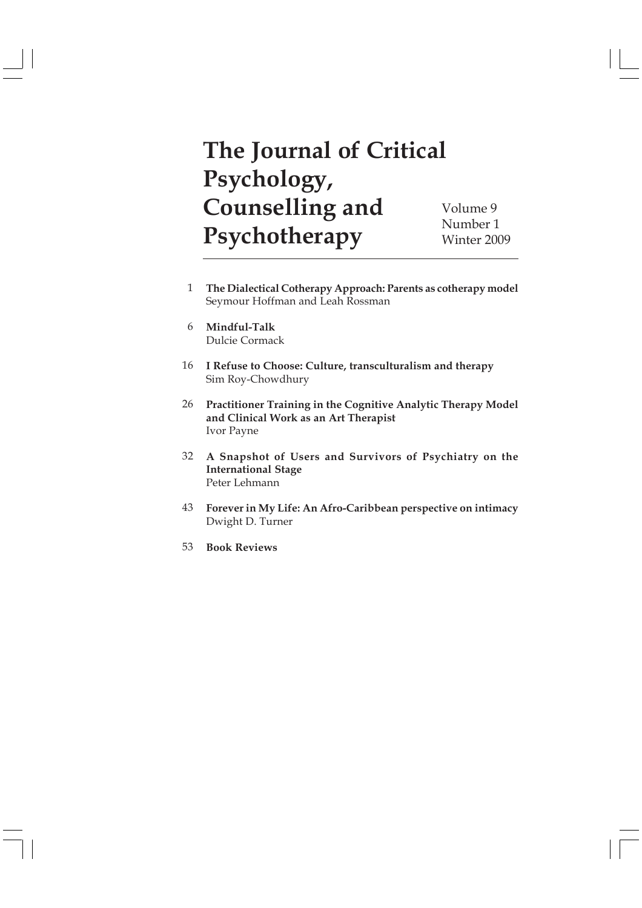# The Journal of Critical Psychology, Counselling and Psychotherapy

Volume 9
Number 1
Winter 2009

1 **The Dialectical Cotherapy Approach: Parents as cotherapy model**
Seymour Hoffman and Leah Rossman

6 **Mindful-Talk**
Dulcie Cormack

16 **I Refuse to Choose: Culture, transculturalism and therapy**
Sim Roy-Chowdhury

26 **Practitioner Training in the Cognitive Analytic Therapy Model and Clinical Work as an Art Therapist**
Ivor Payne

32 **A Snapshot of Users and Survivors of Psychiatry on the International Stage**
Peter Lehmann

43 **Forever in My Life: An Afro-Caribbean perspective on intimacy**
Dwight D. Turner

53 **Book Reviews**